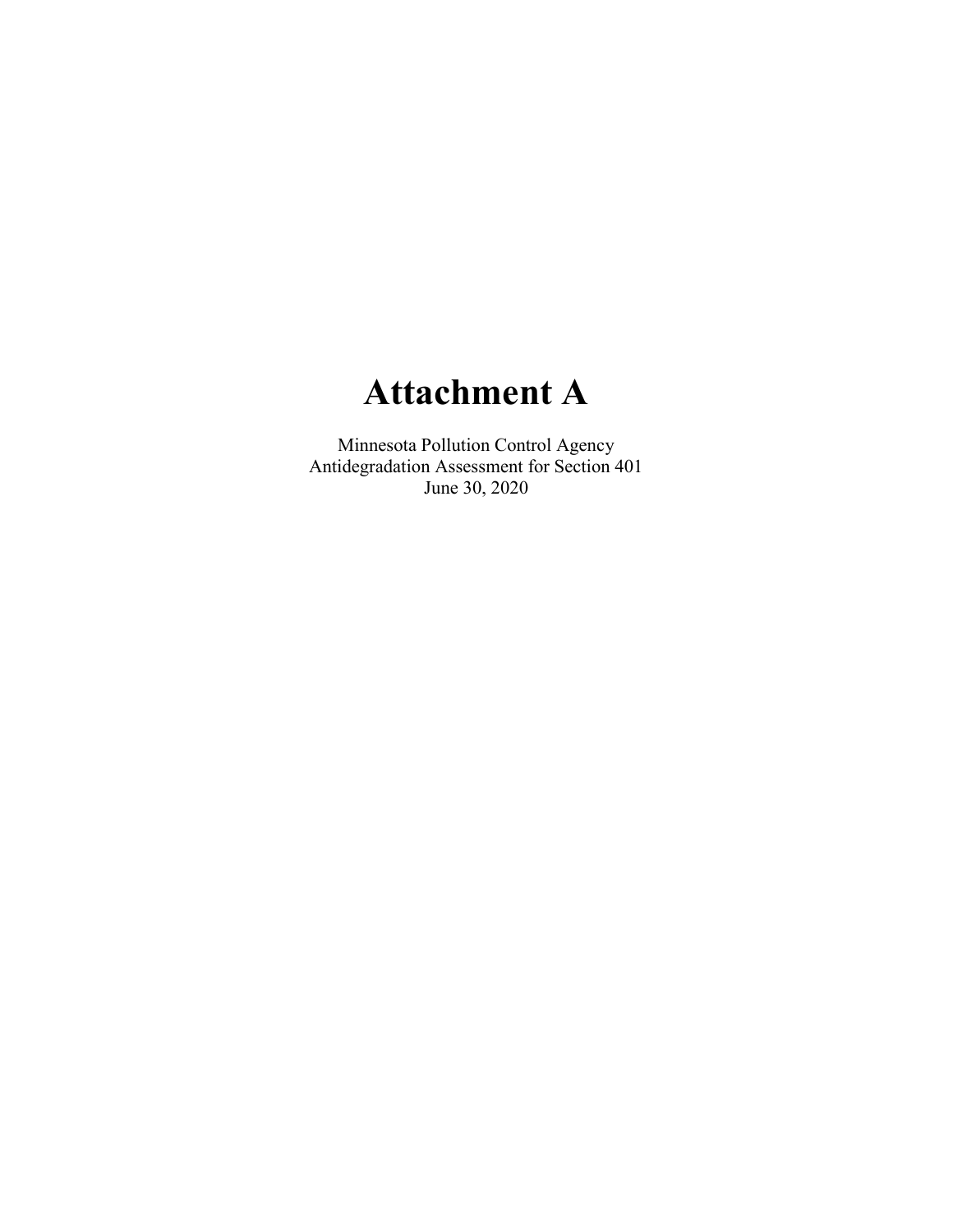# Attachment A

Minnesota Pollution Control Agency
Antidegradation Assessment for Section 401
June 30, 2020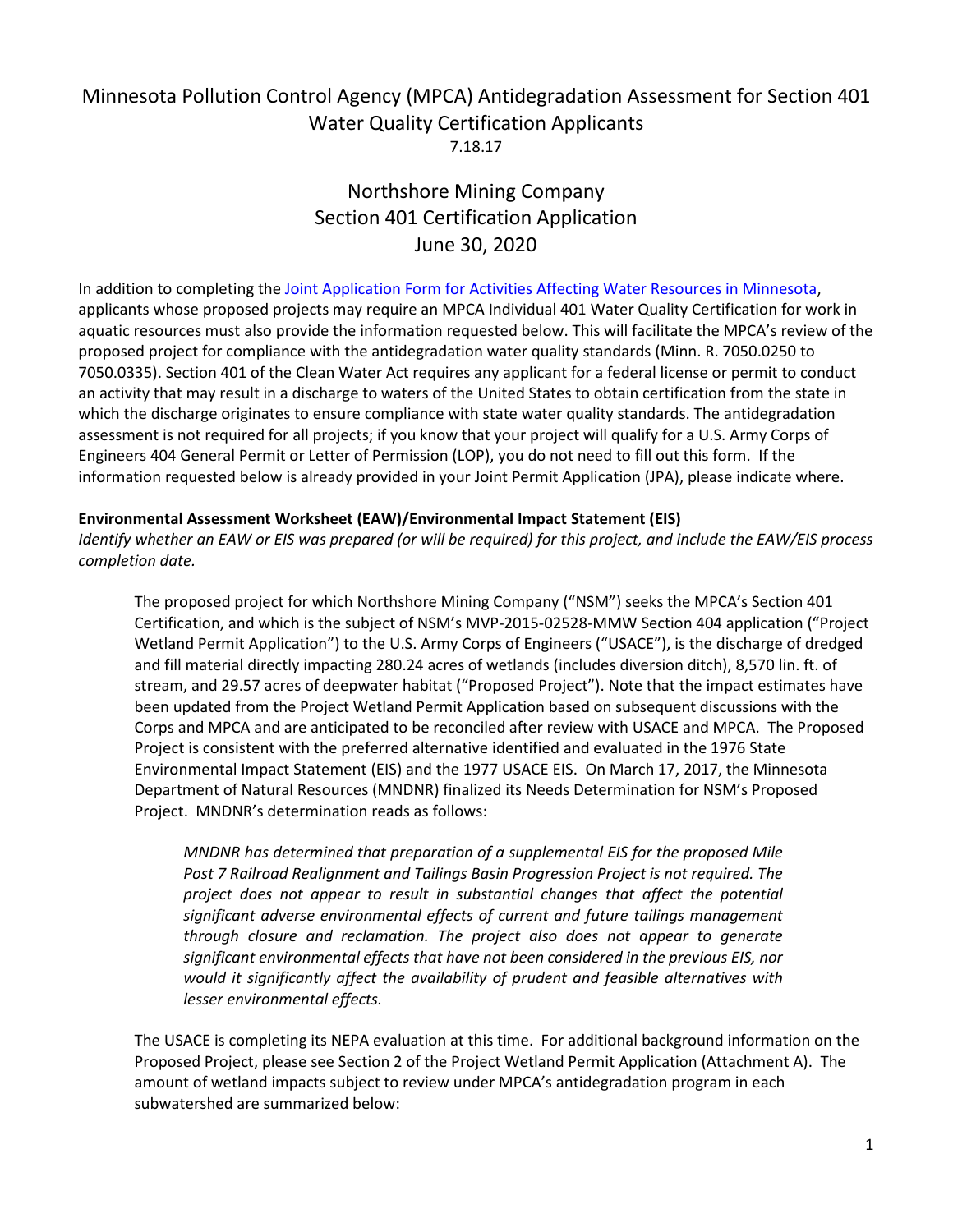# Minnesota Pollution Control Agency (MPCA) Antidegradation Assessment for Section 401 Water Quality Certification Applicants

7.18.17

## Northshore Mining Company Section 401 Certification Application June 30, 2020

In addition to completing the [Joint Application Form for Activities Affecting Water Resources in Minnesota](), applicants whose proposed projects may require an MPCA Individual 401 Water Quality Certification for work in aquatic resources must also provide the information requested below. This will facilitate the MPCA's review of the proposed project for compliance with the antidegradation water quality standards (Minn. R. 7050.0250 to 7050.0335). Section 401 of the Clean Water Act requires any applicant for a federal license or permit to conduct an activity that may result in a discharge to waters of the United States to obtain certification from the state in which the discharge originates to ensure compliance with state water quality standards. The antidegradation assessment is not required for all projects; if you know that your project will qualify for a U.S. Army Corps of Engineers 404 General Permit or Letter of Permission (LOP), you do not need to fill out this form. If the information requested below is already provided in your Joint Permit Application (JPA), please indicate where.

**Environmental Assessment Worksheet (EAW)/Environmental Impact Statement (EIS)**

*Identify whether an EAW or EIS was prepared (or will be required) for this project, and include the EAW/EIS process completion date.*

The proposed project for which Northshore Mining Company ("NSM") seeks the MPCA's Section 401 Certification, and which is the subject of NSM's MVP-2015-02528-MMW Section 404 application ("Project Wetland Permit Application") to the U.S. Army Corps of Engineers ("USACE"), is the discharge of dredged and fill material directly impacting 280.24 acres of wetlands (includes diversion ditch), 8,570 lin. ft. of stream, and 29.57 acres of deepwater habitat ("Proposed Project"). Note that the impact estimates have been updated from the Project Wetland Permit Application based on subsequent discussions with the Corps and MPCA and are anticipated to be reconciled after review with USACE and MPCA. The Proposed Project is consistent with the preferred alternative identified and evaluated in the 1976 State Environmental Impact Statement (EIS) and the 1977 USACE EIS. On March 17, 2017, the Minnesota Department of Natural Resources (MNDNR) finalized its Needs Determination for NSM's Proposed Project. MNDNR's determination reads as follows:

> *MNDNR has determined that preparation of a supplemental EIS for the proposed Mile Post 7 Railroad Realignment and Tailings Basin Progression Project is not required. The project does not appear to result in substantial changes that affect the potential significant adverse environmental effects of current and future tailings management through closure and reclamation. The project also does not appear to generate significant environmental effects that have not been considered in the previous EIS, nor would it significantly affect the availability of prudent and feasible alternatives with lesser environmental effects.*

The USACE is completing its NEPA evaluation at this time. For additional background information on the Proposed Project, please see Section 2 of the Project Wetland Permit Application (Attachment A). The amount of wetland impacts subject to review under MPCA's antidegradation program in each subwatershed are summarized below: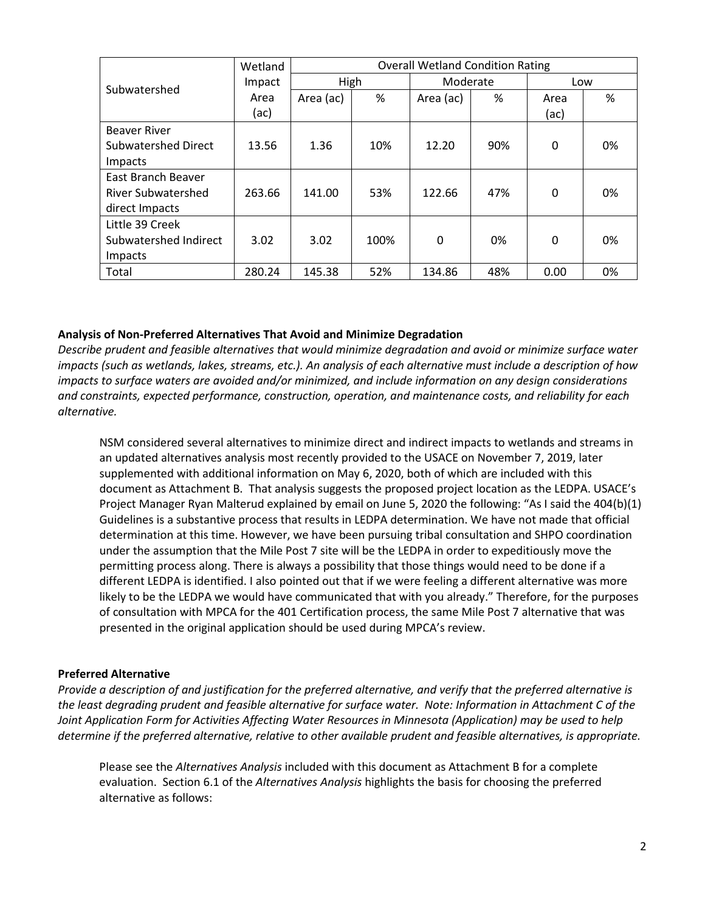| Subwatershed | Wetland Impact Area (ac) | Overall Wetland Condition Rating | | | | | |
|---|---|---|---|---|---|---|---|
| | | High | | Moderate | | Low | |
| | | Area (ac) | % | Area (ac) | % | Area (ac) | % |
| Beaver River Subwatershed Direct Impacts | 13.56 | 1.36 | 10% | 12.20 | 90% | 0 | 0% |
| East Branch Beaver River Subwatershed direct Impacts | 263.66 | 141.00 | 53% | 122.66 | 47% | 0 | 0% |
| Little 39 Creek Subwatershed Indirect Impacts | 3.02 | 3.02 | 100% | 0 | 0% | 0 | 0% |
| Total | 280.24 | 145.38 | 52% | 134.86 | 48% | 0.00 | 0% |

**Analysis of Non-Preferred Alternatives That Avoid and Minimize Degradation**

*Describe prudent and feasible alternatives that would minimize degradation and avoid or minimize surface water impacts (such as wetlands, lakes, streams, etc.). An analysis of each alternative must include a description of how impacts to surface waters are avoided and/or minimized, and include information on any design considerations and constraints, expected performance, construction, operation, and maintenance costs, and reliability for each alternative.*

NSM considered several alternatives to minimize direct and indirect impacts to wetlands and streams in an updated alternatives analysis most recently provided to the USACE on November 7, 2019, later supplemented with additional information on May 6, 2020, both of which are included with this document as Attachment B. That analysis suggests the proposed project location as the LEDPA. USACE's Project Manager Ryan Malterud explained by email on June 5, 2020 the following: "As I said the 404(b)(1) Guidelines is a substantive process that results in LEDPA determination. We have not made that official determination at this time. However, we have been pursuing tribal consultation and SHPO coordination under the assumption that the Mile Post 7 site will be the LEDPA in order to expeditiously move the permitting process along. There is always a possibility that those things would need to be done if a different LEDPA is identified. I also pointed out that if we were feeling a different alternative was more likely to be the LEDPA we would have communicated that with you already." Therefore, for the purposes of consultation with MPCA for the 401 Certification process, the same Mile Post 7 alternative that was presented in the original application should be used during MPCA's review.

**Preferred Alternative**

*Provide a description of and justification for the preferred alternative, and verify that the preferred alternative is the least degrading prudent and feasible alternative for surface water. Note: Information in Attachment C of the Joint Application Form for Activities Affecting Water Resources in Minnesota (Application) may be used to help determine if the preferred alternative, relative to other available prudent and feasible alternatives, is appropriate.*

Please see the *Alternatives Analysis* included with this document as Attachment B for a complete evaluation. Section 6.1 of the *Alternatives Analysis* highlights the basis for choosing the preferred alternative as follows: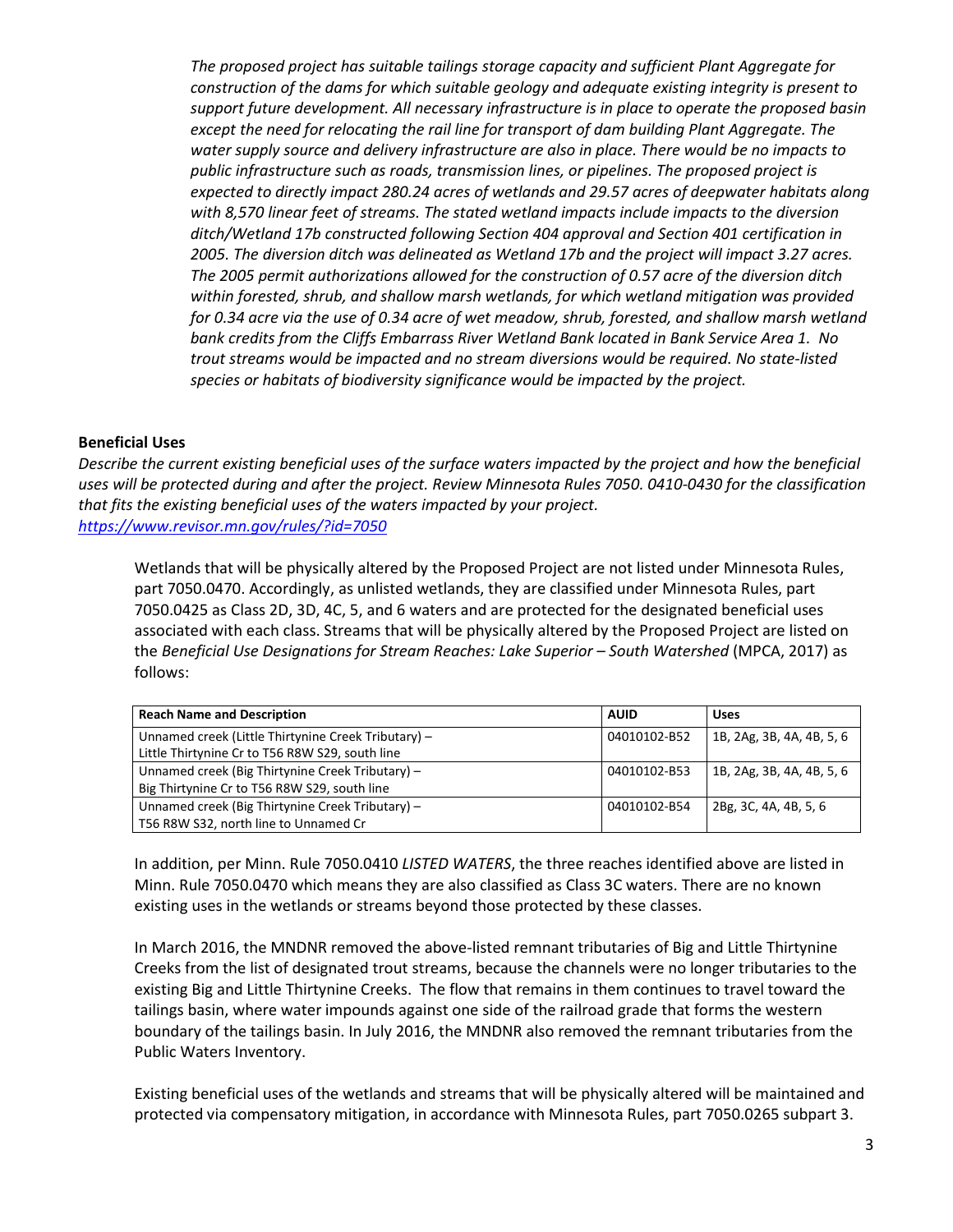*The proposed project has suitable tailings storage capacity and sufficient Plant Aggregate for construction of the dams for which suitable geology and adequate existing integrity is present to support future development. All necessary infrastructure is in place to operate the proposed basin except the need for relocating the rail line for transport of dam building Plant Aggregate. The water supply source and delivery infrastructure are also in place. There would be no impacts to public infrastructure such as roads, transmission lines, or pipelines. The proposed project is expected to directly impact 280.24 acres of wetlands and 29.57 acres of deepwater habitats along with 8,570 linear feet of streams. The stated wetland impacts include impacts to the diversion ditch/Wetland 17b constructed following Section 404 approval and Section 401 certification in 2005. The diversion ditch was delineated as Wetland 17b and the project will impact 3.27 acres. The 2005 permit authorizations allowed for the construction of 0.57 acre of the diversion ditch within forested, shrub, and shallow marsh wetlands, for which wetland mitigation was provided for 0.34 acre via the use of 0.34 acre of wet meadow, shrub, forested, and shallow marsh wetland bank credits from the Cliffs Embarrass River Wetland Bank located in Bank Service Area 1. No trout streams would be impacted and no stream diversions would be required. No state-listed species or habitats of biodiversity significance would be impacted by the project.*

**Beneficial Uses**

*Describe the current existing beneficial uses of the surface waters impacted by the project and how the beneficial uses will be protected during and after the project. Review Minnesota Rules 7050. 0410-0430 for the classification that fits the existing beneficial uses of the waters impacted by your project.*
*https://www.revisor.mn.gov/rules/?id=7050*

Wetlands that will be physically altered by the Proposed Project are not listed under Minnesota Rules, part 7050.0470. Accordingly, as unlisted wetlands, they are classified under Minnesota Rules, part 7050.0425 as Class 2D, 3D, 4C, 5, and 6 waters and are protected for the designated beneficial uses associated with each class. Streams that will be physically altered by the Proposed Project are listed on the *Beneficial Use Designations for Stream Reaches: Lake Superior – South Watershed* (MPCA, 2017) as follows:

| Reach Name and Description | AUID | Uses |
|---|---|---|
| Unnamed creek (Little Thirtynine Creek Tributary) – Little Thirtynine Cr to T56 R8W S29, south line | 04010102-B52 | 1B, 2Ag, 3B, 4A, 4B, 5, 6 |
| Unnamed creek (Big Thirtynine Creek Tributary) – Big Thirtynine Cr to T56 R8W S29, south line | 04010102-B53 | 1B, 2Ag, 3B, 4A, 4B, 5, 6 |
| Unnamed creek (Big Thirtynine Creek Tributary) – T56 R8W S32, north line to Unnamed Cr | 04010102-B54 | 2Bg, 3C, 4A, 4B, 5, 6 |

In addition, per Minn. Rule 7050.0410 *LISTED WATERS*, the three reaches identified above are listed in Minn. Rule 7050.0470 which means they are also classified as Class 3C waters. There are no known existing uses in the wetlands or streams beyond those protected by these classes.

In March 2016, the MNDNR removed the above-listed remnant tributaries of Big and Little Thirtynine Creeks from the list of designated trout streams, because the channels were no longer tributaries to the existing Big and Little Thirtynine Creeks. The flow that remains in them continues to travel toward the tailings basin, where water impounds against one side of the railroad grade that forms the western boundary of the tailings basin. In July 2016, the MNDNR also removed the remnant tributaries from the Public Waters Inventory.

Existing beneficial uses of the wetlands and streams that will be physically altered will be maintained and protected via compensatory mitigation, in accordance with Minnesota Rules, part 7050.0265 subpart 3.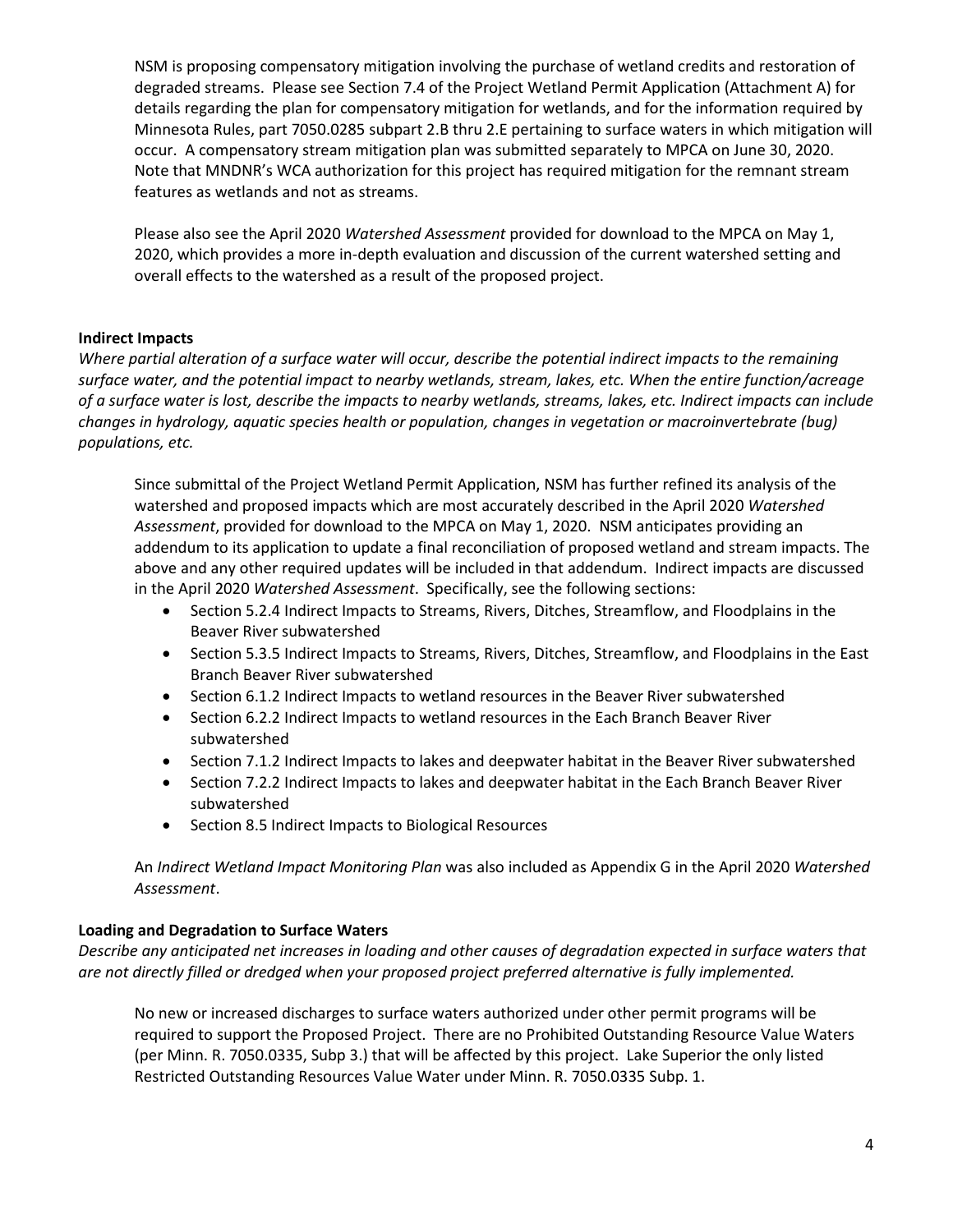NSM is proposing compensatory mitigation involving the purchase of wetland credits and restoration of degraded streams. Please see Section 7.4 of the Project Wetland Permit Application (Attachment A) for details regarding the plan for compensatory mitigation for wetlands, and for the information required by Minnesota Rules, part 7050.0285 subpart 2.B thru 2.E pertaining to surface waters in which mitigation will occur. A compensatory stream mitigation plan was submitted separately to MPCA on June 30, 2020. Note that MNDNR's WCA authorization for this project has required mitigation for the remnant stream features as wetlands and not as streams.

Please also see the April 2020 *Watershed Assessment* provided for download to the MPCA on May 1, 2020, which provides a more in-depth evaluation and discussion of the current watershed setting and overall effects to the watershed as a result of the proposed project.

**Indirect Impacts**

*Where partial alteration of a surface water will occur, describe the potential indirect impacts to the remaining surface water, and the potential impact to nearby wetlands, stream, lakes, etc. When the entire function/acreage of a surface water is lost, describe the impacts to nearby wetlands, streams, lakes, etc. Indirect impacts can include changes in hydrology, aquatic species health or population, changes in vegetation or macroinvertebrate (bug) populations, etc.*

Since submittal of the Project Wetland Permit Application, NSM has further refined its analysis of the watershed and proposed impacts which are most accurately described in the April 2020 *Watershed Assessment*, provided for download to the MPCA on May 1, 2020. NSM anticipates providing an addendum to its application to update a final reconciliation of proposed wetland and stream impacts. The above and any other required updates will be included in that addendum. Indirect impacts are discussed in the April 2020 *Watershed Assessment*. Specifically, see the following sections:

- Section 5.2.4 Indirect Impacts to Streams, Rivers, Ditches, Streamflow, and Floodplains in the Beaver River subwatershed
- Section 5.3.5 Indirect Impacts to Streams, Rivers, Ditches, Streamflow, and Floodplains in the East Branch Beaver River subwatershed
- Section 6.1.2 Indirect Impacts to wetland resources in the Beaver River subwatershed
- Section 6.2.2 Indirect Impacts to wetland resources in the Each Branch Beaver River subwatershed
- Section 7.1.2 Indirect Impacts to lakes and deepwater habitat in the Beaver River subwatershed
- Section 7.2.2 Indirect Impacts to lakes and deepwater habitat in the Each Branch Beaver River subwatershed
- Section 8.5 Indirect Impacts to Biological Resources

An *Indirect Wetland Impact Monitoring Plan* was also included as Appendix G in the April 2020 *Watershed Assessment*.

**Loading and Degradation to Surface Waters**

*Describe any anticipated net increases in loading and other causes of degradation expected in surface waters that are not directly filled or dredged when your proposed project preferred alternative is fully implemented.*

No new or increased discharges to surface waters authorized under other permit programs will be required to support the Proposed Project. There are no Prohibited Outstanding Resource Value Waters (per Minn. R. 7050.0335, Subp 3.) that will be affected by this project. Lake Superior the only listed Restricted Outstanding Resources Value Water under Minn. R. 7050.0335 Subp. 1.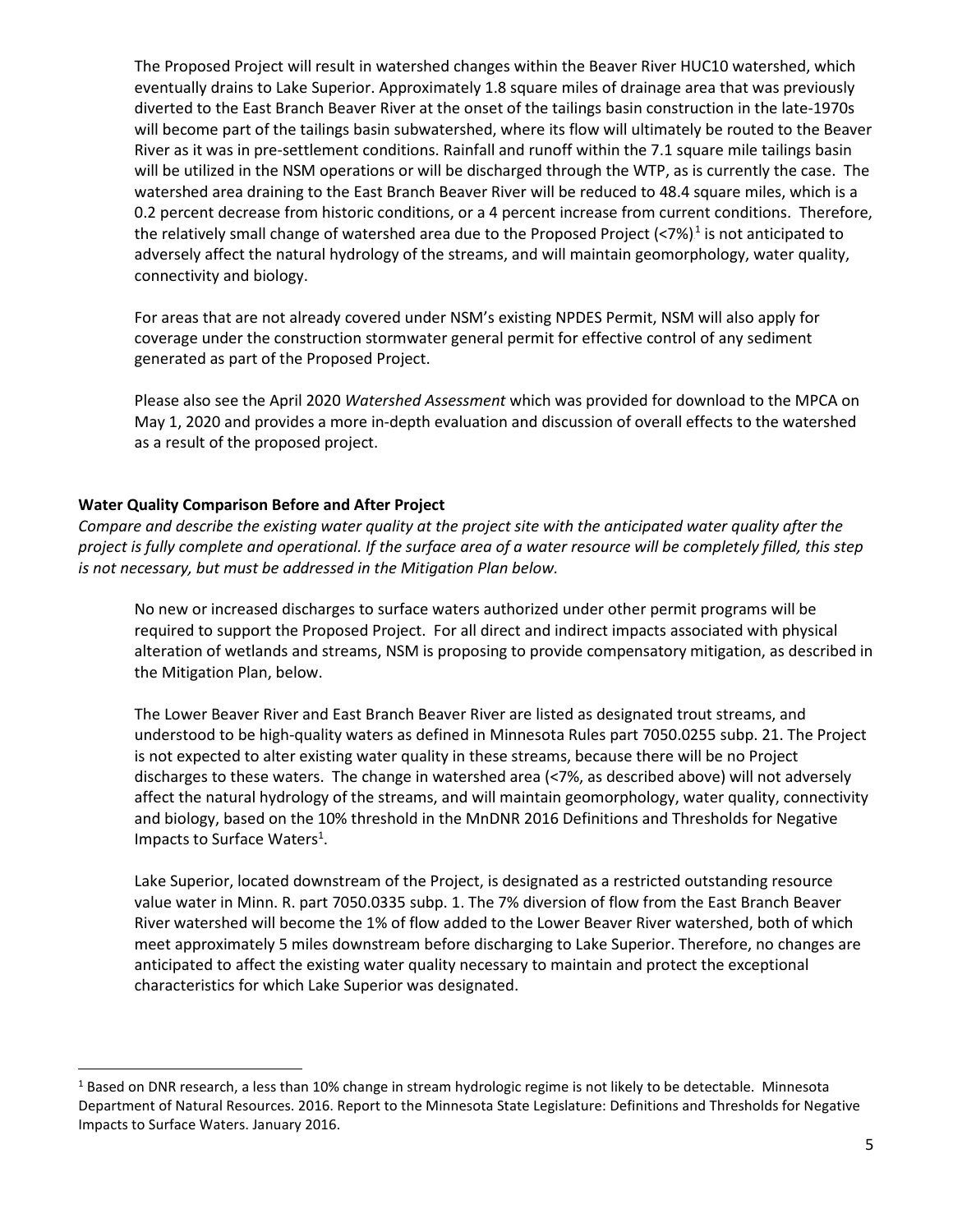The Proposed Project will result in watershed changes within the Beaver River HUC10 watershed, which eventually drains to Lake Superior. Approximately 1.8 square miles of drainage area that was previously diverted to the East Branch Beaver River at the onset of the tailings basin construction in the late-1970s will become part of the tailings basin subwatershed, where its flow will ultimately be routed to the Beaver River as it was in pre-settlement conditions. Rainfall and runoff within the 7.1 square mile tailings basin will be utilized in the NSM operations or will be discharged through the WTP, as is currently the case. The watershed area draining to the East Branch Beaver River will be reduced to 48.4 square miles, which is a 0.2 percent decrease from historic conditions, or a 4 percent increase from current conditions. Therefore, the relatively small change of watershed area due to the Proposed Project (<7%)[1] is not anticipated to adversely affect the natural hydrology of the streams, and will maintain geomorphology, water quality, connectivity and biology.

For areas that are not already covered under NSM's existing NPDES Permit, NSM will also apply for coverage under the construction stormwater general permit for effective control of any sediment generated as part of the Proposed Project.

Please also see the April 2020 *Watershed Assessment* which was provided for download to the MPCA on May 1, 2020 and provides a more in-depth evaluation and discussion of overall effects to the watershed as a result of the proposed project.

**Water Quality Comparison Before and After Project**

*Compare and describe the existing water quality at the project site with the anticipated water quality after the project is fully complete and operational. If the surface area of a water resource will be completely filled, this step is not necessary, but must be addressed in the Mitigation Plan below.*

No new or increased discharges to surface waters authorized under other permit programs will be required to support the Proposed Project. For all direct and indirect impacts associated with physical alteration of wetlands and streams, NSM is proposing to provide compensatory mitigation, as described in the Mitigation Plan, below.

The Lower Beaver River and East Branch Beaver River are listed as designated trout streams, and understood to be high-quality waters as defined in Minnesota Rules part 7050.0255 subp. 21. The Project is not expected to alter existing water quality in these streams, because there will be no Project discharges to these waters. The change in watershed area (<7%, as described above) will not adversely affect the natural hydrology of the streams, and will maintain geomorphology, water quality, connectivity and biology, based on the 10% threshold in the MnDNR 2016 Definitions and Thresholds for Negative Impacts to Surface Waters[1].

Lake Superior, located downstream of the Project, is designated as a restricted outstanding resource value water in Minn. R. part 7050.0335 subp. 1. The 7% diversion of flow from the East Branch Beaver River watershed will become the 1% of flow added to the Lower Beaver River watershed, both of which meet approximately 5 miles downstream before discharging to Lake Superior. Therefore, no changes are anticipated to affect the existing water quality necessary to maintain and protect the exceptional characteristics for which Lake Superior was designated.

[1] Based on DNR research, a less than 10% change in stream hydrologic regime is not likely to be detectable. Minnesota Department of Natural Resources. 2016. Report to the Minnesota State Legislature: Definitions and Thresholds for Negative Impacts to Surface Waters. January 2016.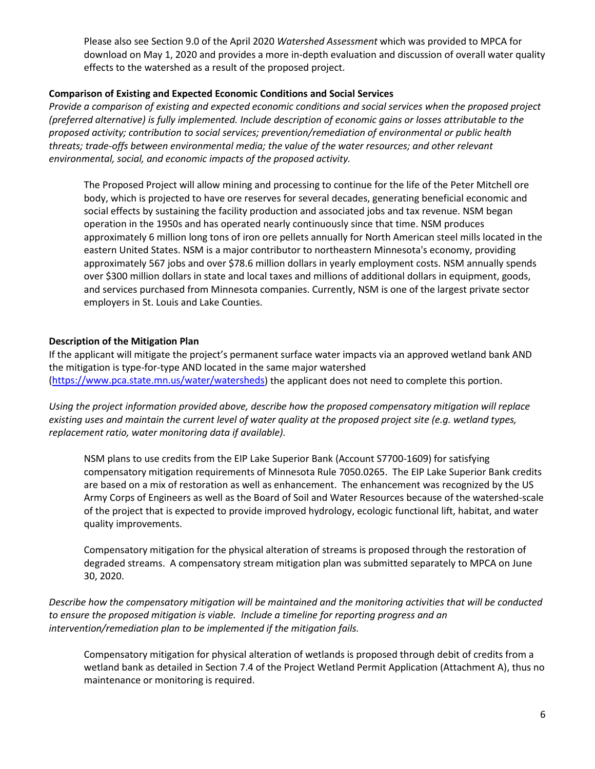Please also see Section 9.0 of the April 2020 *Watershed Assessment* which was provided to MPCA for download on May 1, 2020 and provides a more in-depth evaluation and discussion of overall water quality effects to the watershed as a result of the proposed project.

**Comparison of Existing and Expected Economic Conditions and Social Services**

*Provide a comparison of existing and expected economic conditions and social services when the proposed project (preferred alternative) is fully implemented. Include description of economic gains or losses attributable to the proposed activity; contribution to social services; prevention/remediation of environmental or public health threats; trade-offs between environmental media; the value of the water resources; and other relevant environmental, social, and economic impacts of the proposed activity.*

The Proposed Project will allow mining and processing to continue for the life of the Peter Mitchell ore body, which is projected to have ore reserves for several decades, generating beneficial economic and social effects by sustaining the facility production and associated jobs and tax revenue. NSM began operation in the 1950s and has operated nearly continuously since that time. NSM produces approximately 6 million long tons of iron ore pellets annually for North American steel mills located in the eastern United States. NSM is a major contributor to northeastern Minnesota's economy, providing approximately 567 jobs and over $78.6 million dollars in yearly employment costs. NSM annually spends over $300 million dollars in state and local taxes and millions of additional dollars in equipment, goods, and services purchased from Minnesota companies. Currently, NSM is one of the largest private sector employers in St. Louis and Lake Counties.

**Description of the Mitigation Plan**

If the applicant will mitigate the project's permanent surface water impacts via an approved wetland bank AND the mitigation is type-for-type AND located in the same major watershed (https://www.pca.state.mn.us/water/watersheds) the applicant does not need to complete this portion.

*Using the project information provided above, describe how the proposed compensatory mitigation will replace existing uses and maintain the current level of water quality at the proposed project site (e.g. wetland types, replacement ratio, water monitoring data if available).*

NSM plans to use credits from the EIP Lake Superior Bank (Account S7700-1609) for satisfying compensatory mitigation requirements of Minnesota Rule 7050.0265. The EIP Lake Superior Bank credits are based on a mix of restoration as well as enhancement. The enhancement was recognized by the US Army Corps of Engineers as well as the Board of Soil and Water Resources because of the watershed-scale of the project that is expected to provide improved hydrology, ecologic functional lift, habitat, and water quality improvements.

Compensatory mitigation for the physical alteration of streams is proposed through the restoration of degraded streams. A compensatory stream mitigation plan was submitted separately to MPCA on June 30, 2020.

*Describe how the compensatory mitigation will be maintained and the monitoring activities that will be conducted to ensure the proposed mitigation is viable. Include a timeline for reporting progress and an intervention/remediation plan to be implemented if the mitigation fails.*

Compensatory mitigation for physical alteration of wetlands is proposed through debit of credits from a wetland bank as detailed in Section 7.4 of the Project Wetland Permit Application (Attachment A), thus no maintenance or monitoring is required.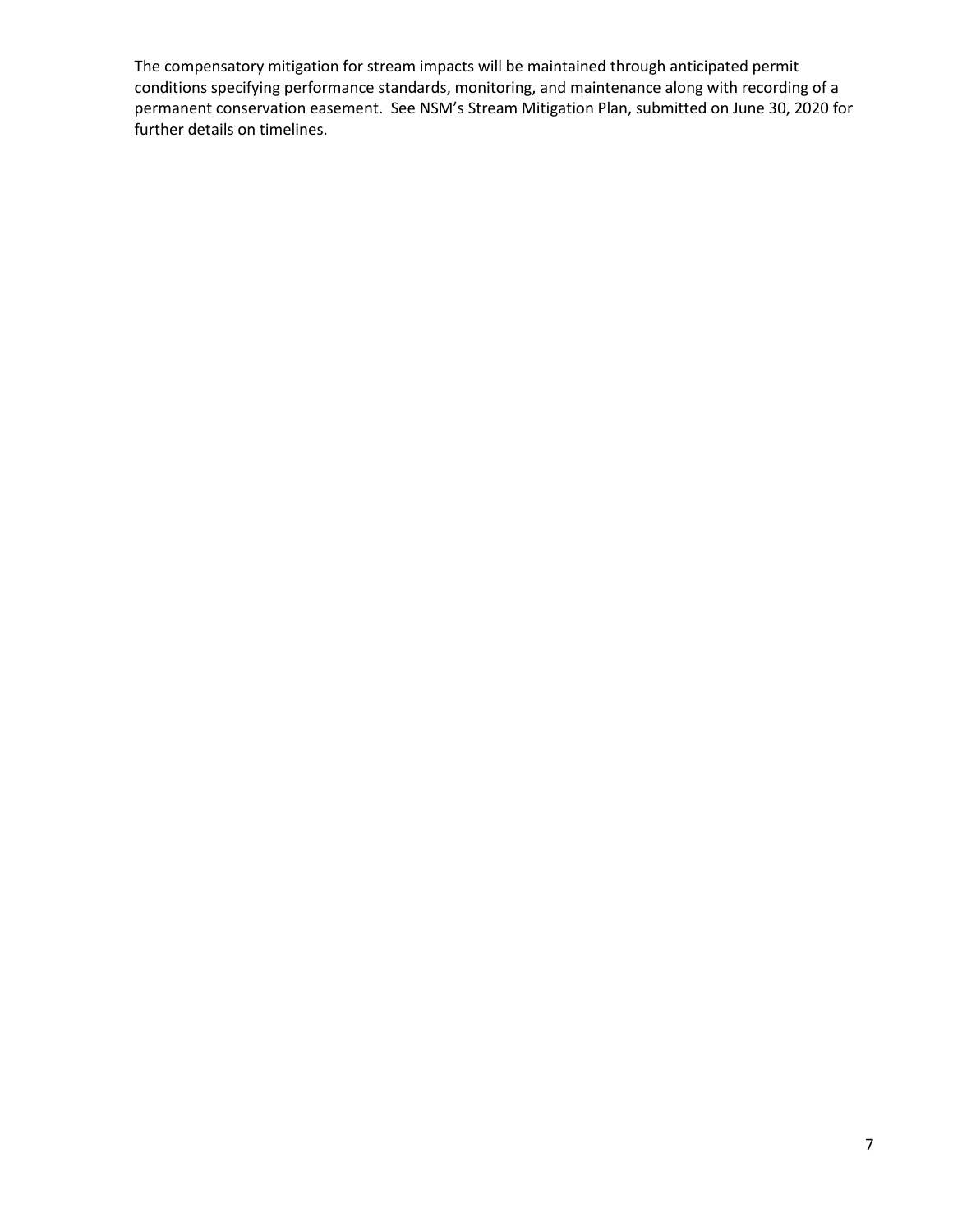The compensatory mitigation for stream impacts will be maintained through anticipated permit conditions specifying performance standards, monitoring, and maintenance along with recording of a permanent conservation easement. See NSM's Stream Mitigation Plan, submitted on June 30, 2020 for further details on timelines.